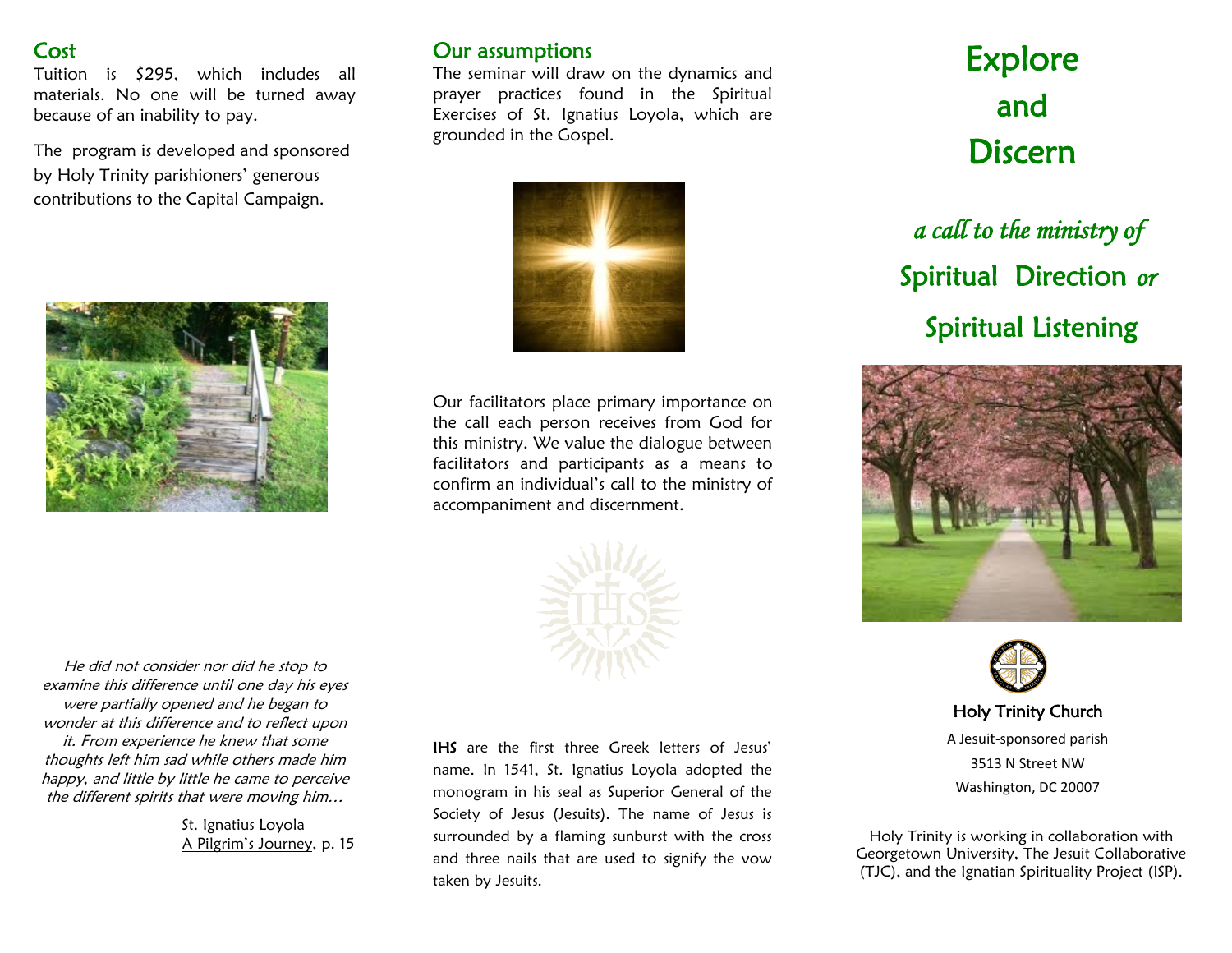## Cost

Tuition is $295, which includes all materials. No one will be turned away because of an inability to pay.

The program is developed and sponsored by Holy Trinity parishioners' generous contributions to the Capital Campaign.

*He did not consider nor did he stop to examine this difference until one day his eyes were partially opened and he began to wonder at this difference and to reflect upon it. From experience he knew that some thoughts left him sad while others made him happy, and little by little he came to perceive the different spirits that were moving him…*

St. Ignatius Loyola
A Pilgrim's Journey, p. 15

## Our assumptions

The seminar will draw on the dynamics and prayer practices found in the Spiritual Exercises of St. Ignatius Loyola, which are grounded in the Gospel.

Our facilitators place primary importance on the call each person receives from God for this ministry. We value the dialogue between facilitators and participants as a means to confirm an individual's call to the ministry of accompaniment and discernment.

**IHS** are the first three Greek letters of Jesus' name. In 1541, St. Ignatius Loyola adopted the monogram in his seal as Superior General of the Society of Jesus (Jesuits). The name of Jesus is surrounded by a flaming sunburst with the cross and three nails that are used to signify the vow taken by Jesuits.

# Explore and Discern

## *a call to the ministry of* Spiritual Direction *or* Spiritual Listening

Holy Trinity Church
A Jesuit-sponsored parish
3513 N Street NW
Washington, DC 20007

Holy Trinity is working in collaboration with Georgetown University, The Jesuit Collaborative (TJC), and the Ignatian Spirituality Project (ISP).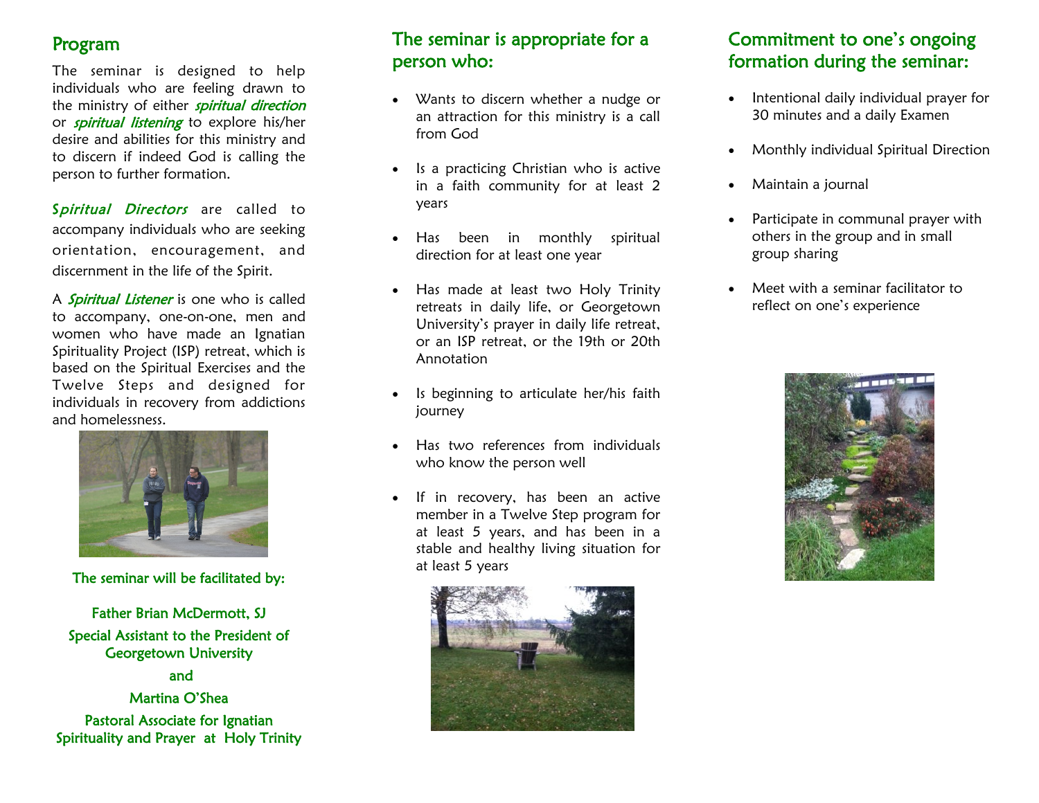## Program

The seminar is designed to help individuals who are feeling drawn to the ministry of either ***spiritual direction*** or ***spiritual listening*** to explore his/her desire and abilities for this ministry and to discern if indeed God is calling the person to further formation.

***Spiritual Directors*** are called to accompany individuals who are seeking orientation, encouragement, and discernment in the life of the Spirit.

A ***Spiritual Listener*** is one who is called to accompany, one-on-one, men and women who have made an Ignatian Spirituality Project (ISP) retreat, which is based on the Spiritual Exercises and the Twelve Steps and designed for individuals in recovery from addictions and homelessness.

**The seminar will be facilitated by:**

**Father Brian McDermott, SJ**
**Special Assistant to the President of Georgetown University**

**and**

**Martina O'Shea**
**Pastoral Associate for Ignatian Spirituality and Prayer at Holy Trinity**

## The seminar is appropriate for a person who:

- Wants to discern whether a nudge or an attraction for this ministry is a call from God
- Is a practicing Christian who is active in a faith community for at least 2 years
- Has been in monthly spiritual direction for at least one year
- Has made at least two Holy Trinity retreats in daily life, or Georgetown University's prayer in daily life retreat, or an ISP retreat, or the 19th or 20th Annotation
- Is beginning to articulate her/his faith journey
- Has two references from individuals who know the person well
- If in recovery, has been an active member in a Twelve Step program for at least 5 years, and has been in a stable and healthy living situation for at least 5 years

## Commitment to one's ongoing formation during the seminar:

- Intentional daily individual prayer for 30 minutes and a daily Examen
- Monthly individual Spiritual Direction
- Maintain a journal
- Participate in communal prayer with others in the group and in small group sharing
- Meet with a seminar facilitator to reflect on one's experience